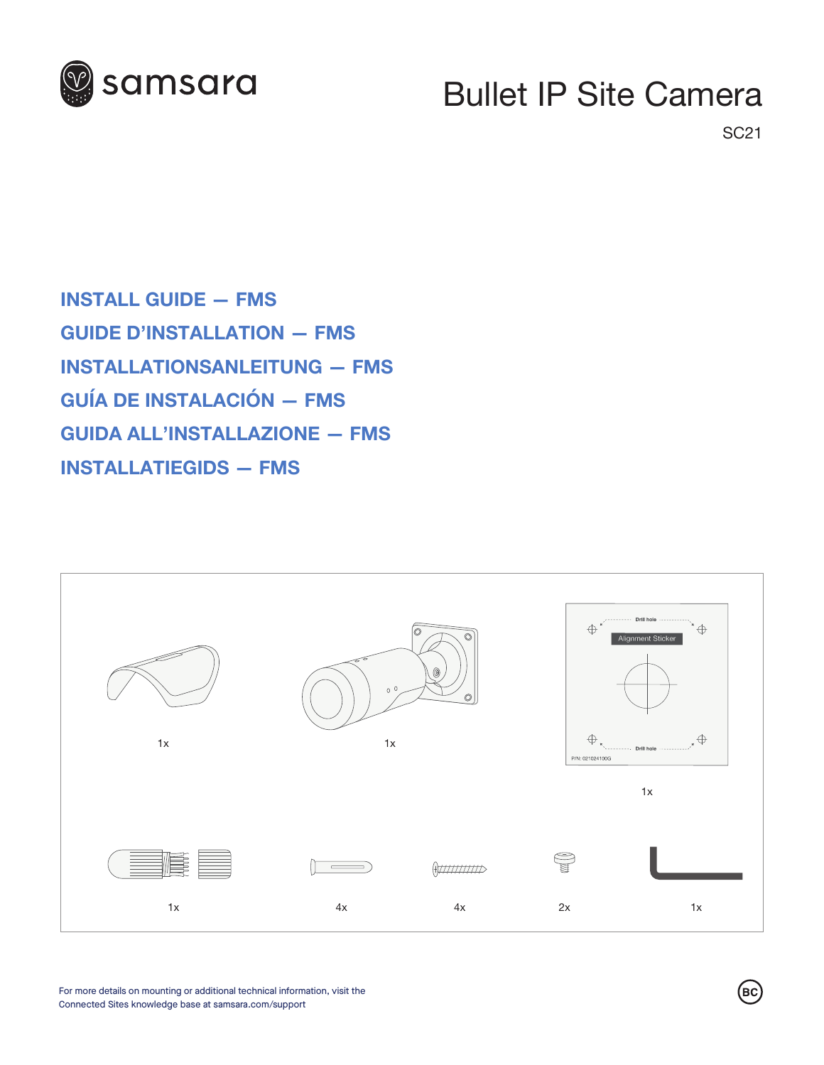samsara

# Bullet IP Site Camera

SC21

## INSTALL GUIDE — FMS
## GUIDE D'INSTALLATION — FMS
## INSTALLATIONSANLEITUNG — FMS
## GUÍA DE INSTALACIÓN — FMS
## GUIDA ALL'INSTALLAZIONE — FMS
## INSTALLATIEGIDS — FMS

1x

1x

Drill hole

Alignment Sticker

Drill hole

P/N: 021024100G

1x

1x

4x

4x

2x

1x

For more details on mounting or additional technical information, visit the Connected Sites knowledge base at samsara.com/support

BC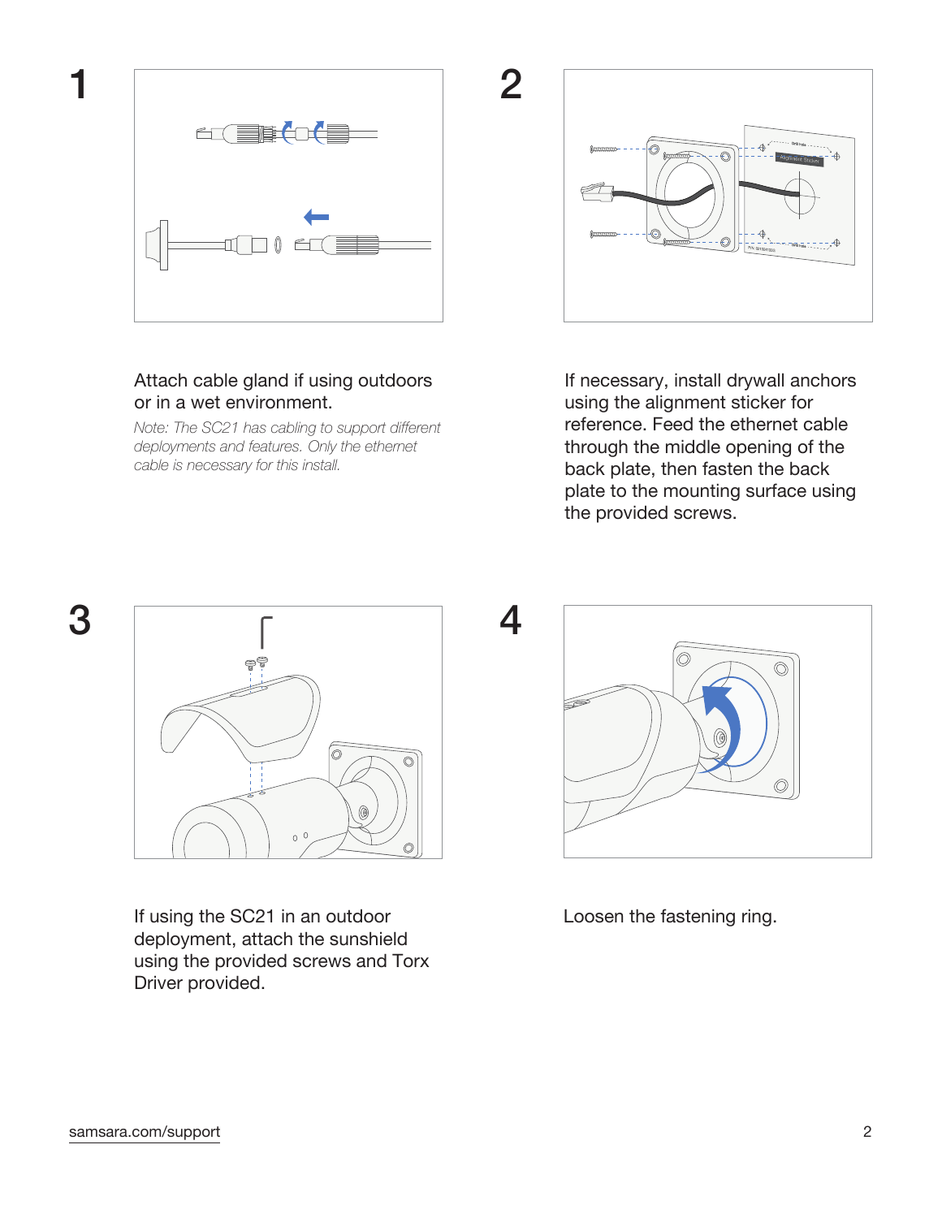1

Attach cable gland if using outdoors or in a wet environment.

*Note: The SC21 has cabling to support different deployments and features. Only the ethernet cable is necessary for this install.*

2

If necessary, install drywall anchors using the alignment sticker for reference. Feed the ethernet cable through the middle opening of the back plate, then fasten the back plate to the mounting surface using the provided screws.

3

If using the SC21 in an outdoor deployment, attach the sunshield using the provided screws and Torx Driver provided.

4

Loosen the fastening ring.

samsara.com/support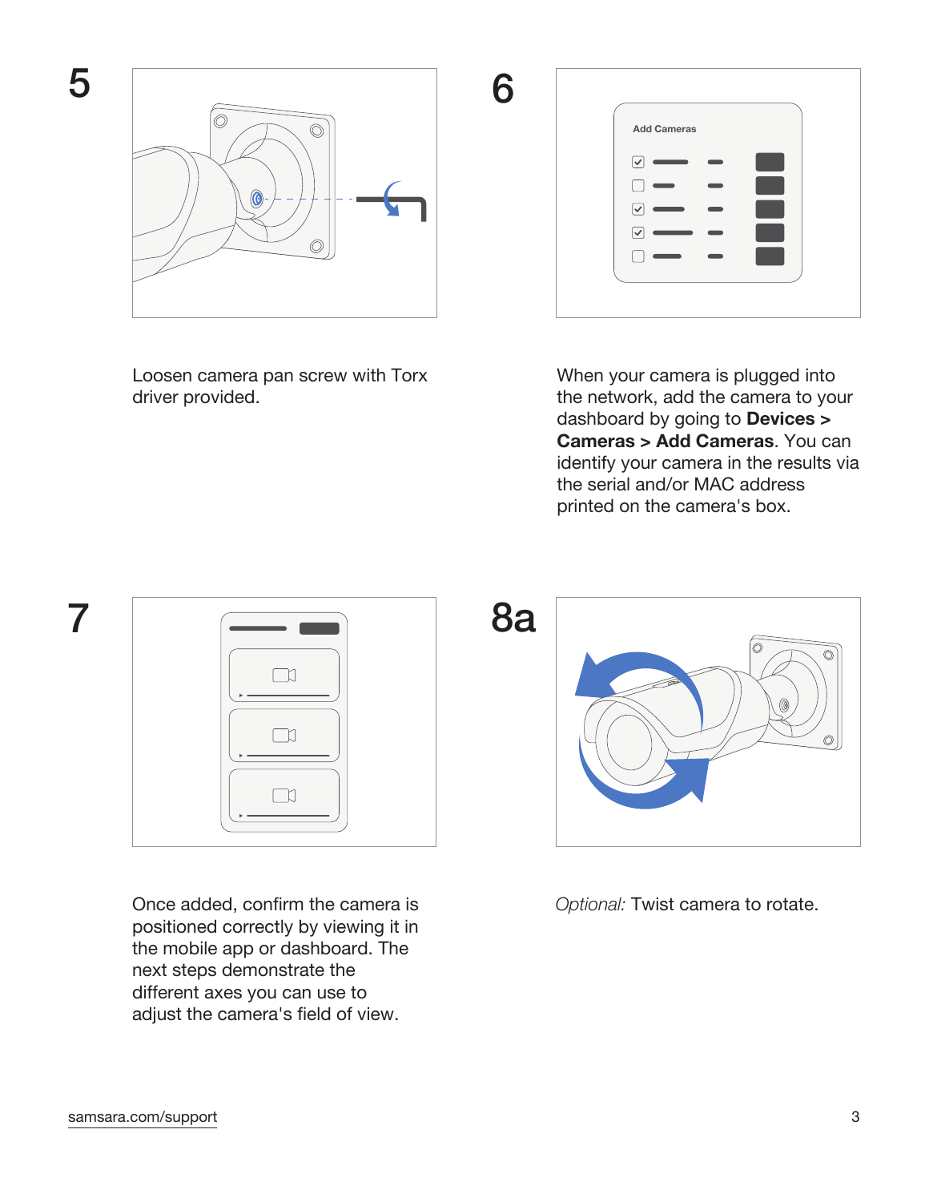## 5

Loosen camera pan screw with Torx driver provided.

## 6

When your camera is plugged into the network, add the camera to your dashboard by going to **Devices > Cameras > Add Cameras**. You can identify your camera in the results via the serial and/or MAC address printed on the camera's box.

## 7

Once added, confirm the camera is positioned correctly by viewing it in the mobile app or dashboard. The next steps demonstrate the different axes you can use to adjust the camera's field of view.

## 8a

*Optional:* Twist camera to rotate.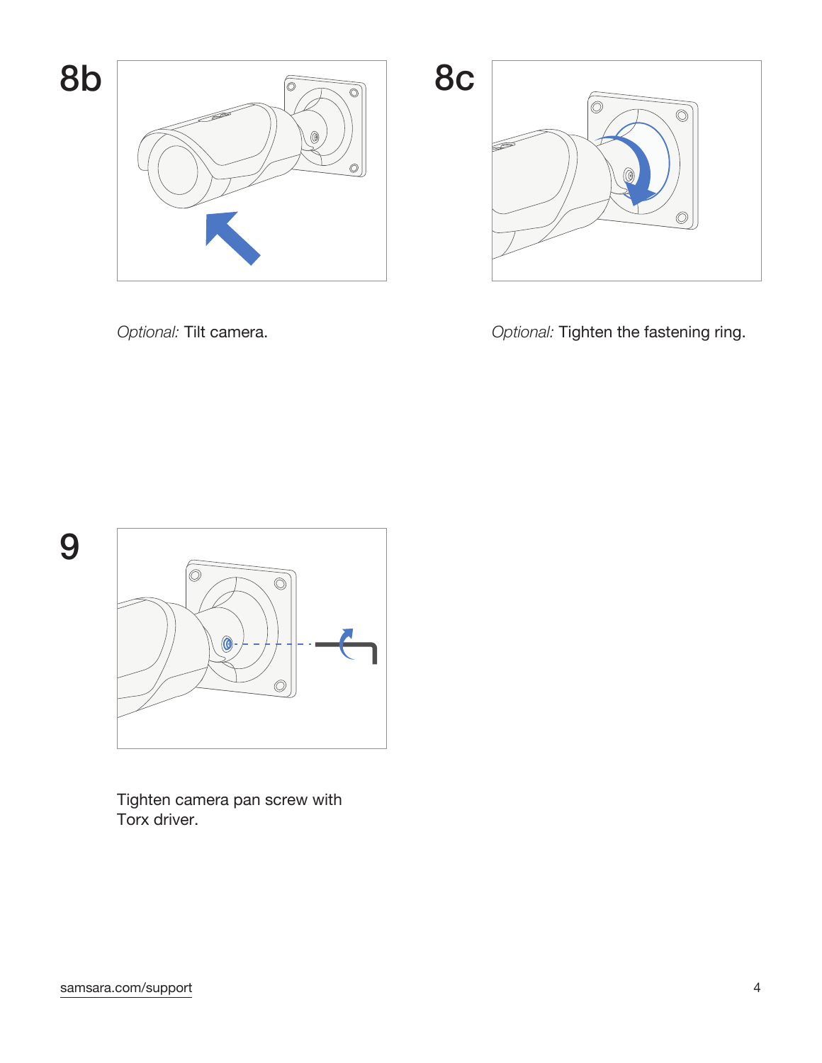## 8b

*Optional:* Tilt camera.

## 8c

*Optional:* Tighten the fastening ring.

## 9

Tighten camera pan screw with Torx driver.

samsara.com/support